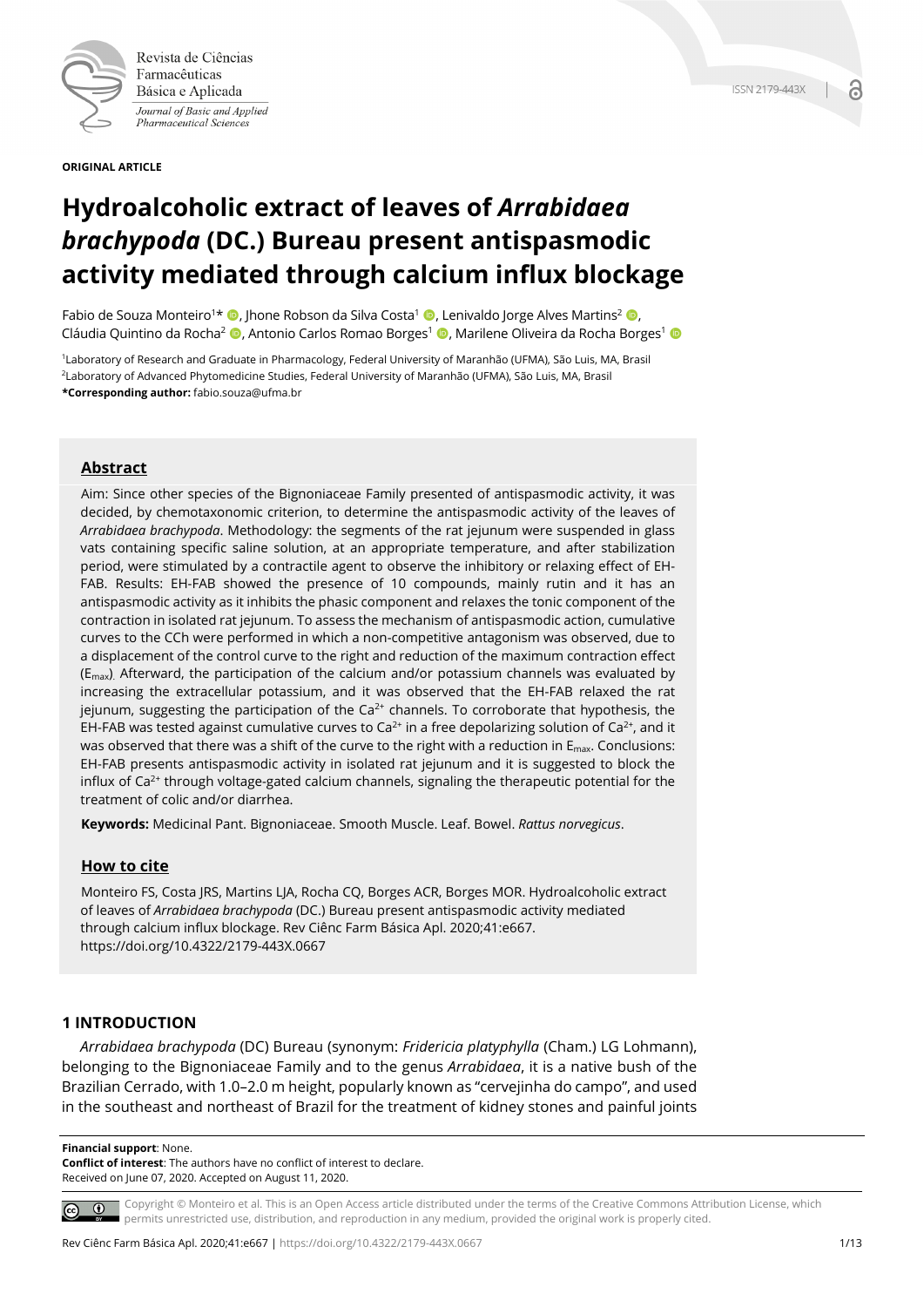**ORIGINAL ARTICLE**

# Hydroalcoholic extract of leaves of *Arrabidaea brachypoda* (DC.) Bureau present antispasmodic activity mediated through calcium influx blockage

Fabio de Souza Monteiro[1]*, Jhone Robson da Silva Costa[1], Lenivaldo Jorge Alves Martins[2], Cláudia Quintino da Rocha[2], Antonio Carlos Romao Borges[1], Marilene Oliveira da Rocha Borges[1]

[1]Laboratory of Research and Graduate in Pharmacology, Federal University of Maranhão (UFMA), São Luis, MA, Brasil
[2]Laboratory of Advanced Phytomedicine Studies, Federal University of Maranhão (UFMA), São Luis, MA, Brasil
**\*Corresponding author:** fabio.souza@ufma.br

## Abstract

Aim: Since other species of the Bignoniaceae Family presented of antispasmodic activity, it was decided, by chemotaxonomic criterion, to determine the antispasmodic activity of the leaves of *Arrabidaea brachypoda*. Methodology: the segments of the rat jejunum were suspended in glass vats containing specific saline solution, at an appropriate temperature, and after stabilization period, were stimulated by a contractile agent to observe the inhibitory or relaxing effect of EH-FAB. Results: EH-FAB showed the presence of 10 compounds, mainly rutin and it has an antispasmodic activity as it inhibits the phasic component and relaxes the tonic component of the contraction in isolated rat jejunum. To assess the mechanism of antispasmodic action, cumulative curves to the CCh were performed in which a non-competitive antagonism was observed, due to a displacement of the control curve to the right and reduction of the maximum contraction effect ($E_{max}$). Afterward, the participation of the calcium and/or potassium channels was evaluated by increasing the extracellular potassium, and it was observed that the EH-FAB relaxed the rat jejunum, suggesting the participation of the $Ca^{2+}$ channels. To corroborate that hypothesis, the EH-FAB was tested against cumulative curves to $Ca^{2+}$ in a free depolarizing solution of $Ca^{2+}$, and it was observed that there was a shift of the curve to the right with a reduction in $E_{max}$. Conclusions: EH-FAB presents antispasmodic activity in isolated rat jejunum and it is suggested to block the influx of $Ca^{2+}$ through voltage-gated calcium channels, signaling the therapeutic potential for the treatment of colic and/or diarrhea.

**Keywords:** Medicinal Pant. Bignoniaceae. Smooth Muscle. Leaf. Bowel. *Rattus norvegicus*.

## How to cite

Monteiro FS, Costa JRS, Martins LJA, Rocha CQ, Borges ACR, Borges MOR. Hydroalcoholic extract of leaves of *Arrabidaea brachypoda* (DC.) Bureau present antispasmodic activity mediated through calcium influx blockage. Rev Ciênc Farm Básica Apl. 2020;41:e667. https://doi.org/10.4322/2179-443X.0667

## 1 INTRODUCTION

*Arrabidaea brachypoda* (DC) Bureau (synonym: *Fridericia platyphylla* (Cham.) LG Lohmann), belonging to the Bignoniaceae Family and to the genus *Arrabidaea*, it is a native bush of the Brazilian Cerrado, with 1.0–2.0 m height, popularly known as "cervejinha do campo", and used in the southeast and northeast of Brazil for the treatment of kidney stones and painful joints

**Financial support**: None.
**Conflict of interest**: The authors have no conflict of interest to declare.
Received on June 07, 2020. Accepted on August 11, 2020.

Copyright © Monteiro et al. This is an Open Access article distributed under the terms of the Creative Commons Attribution License, which permits unrestricted use, distribution, and reproduction in any medium, provided the original work is properly cited.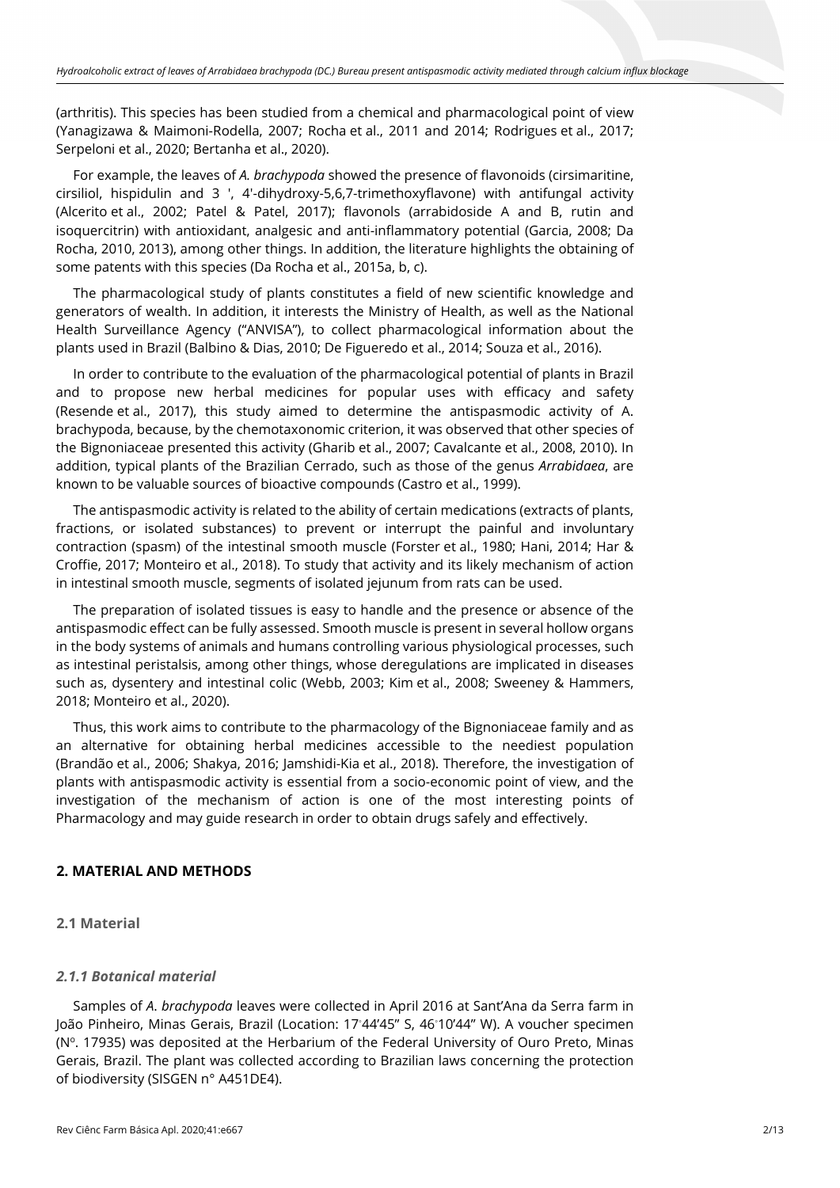(arthritis). This species has been studied from a chemical and pharmacological point of view (Yanagizawa & Maimoni-Rodella, 2007; Rocha et al., 2011 and 2014; Rodrigues et al., 2017; Serpeloni et al., 2020; Bertanha et al., 2020).

For example, the leaves of *A. brachypoda* showed the presence of flavonoids (cirsimaritine, cirsiliol, hispidulin and 3 ', 4'-dihydroxy-5,6,7-trimethoxyflavone) with antifungal activity (Alcerito et al., 2002; Patel & Patel, 2017); flavonols (arrabidoside A and B, rutin and isoquercitrin) with antioxidant, analgesic and anti-inflammatory potential (Garcia, 2008; Da Rocha, 2010, 2013), among other things. In addition, the literature highlights the obtaining of some patents with this species (Da Rocha et al., 2015a, b, c).

The pharmacological study of plants constitutes a field of new scientific knowledge and generators of wealth. In addition, it interests the Ministry of Health, as well as the National Health Surveillance Agency ("ANVISA"), to collect pharmacological information about the plants used in Brazil (Balbino & Dias, 2010; De Figueredo et al., 2014; Souza et al., 2016).

In order to contribute to the evaluation of the pharmacological potential of plants in Brazil and to propose new herbal medicines for popular uses with efficacy and safety (Resende et al., 2017), this study aimed to determine the antispasmodic activity of A. brachypoda, because, by the chemotaxonomic criterion, it was observed that other species of the Bignoniaceae presented this activity (Gharib et al., 2007; Cavalcante et al., 2008, 2010). In addition, typical plants of the Brazilian Cerrado, such as those of the genus *Arrabidaea*, are known to be valuable sources of bioactive compounds (Castro et al., 1999).

The antispasmodic activity is related to the ability of certain medications (extracts of plants, fractions, or isolated substances) to prevent or interrupt the painful and involuntary contraction (spasm) of the intestinal smooth muscle (Forster et al., 1980; Hani, 2014; Har & Croffie, 2017; Monteiro et al., 2018). To study that activity and its likely mechanism of action in intestinal smooth muscle, segments of isolated jejunum from rats can be used.

The preparation of isolated tissues is easy to handle and the presence or absence of the antispasmodic effect can be fully assessed. Smooth muscle is present in several hollow organs in the body systems of animals and humans controlling various physiological processes, such as intestinal peristalsis, among other things, whose deregulations are implicated in diseases such as, dysentery and intestinal colic (Webb, 2003; Kim et al., 2008; Sweeney & Hammers, 2018; Monteiro et al., 2020).

Thus, this work aims to contribute to the pharmacology of the Bignoniaceae family and as an alternative for obtaining herbal medicines accessible to the neediest population (Brandão et al., 2006; Shakya, 2016; Jamshidi-Kia et al., 2018). Therefore, the investigation of plants with antispasmodic activity is essential from a socio-economic point of view, and the investigation of the mechanism of action is one of the most interesting points of Pharmacology and may guide research in order to obtain drugs safely and effectively.

## 2. MATERIAL AND METHODS

### 2.1 Material

#### *2.1.1 Botanical material*

Samples of *A. brachypoda* leaves were collected in April 2016 at Sant'Ana da Serra farm in João Pinheiro, Minas Gerais, Brazil (Location: 17°44'45" S, 46°10'44" W). A voucher specimen (N°. 17935) was deposited at the Herbarium of the Federal University of Ouro Preto, Minas Gerais, Brazil. The plant was collected according to Brazilian laws concerning the protection of biodiversity (SISGEN n° A451DE4).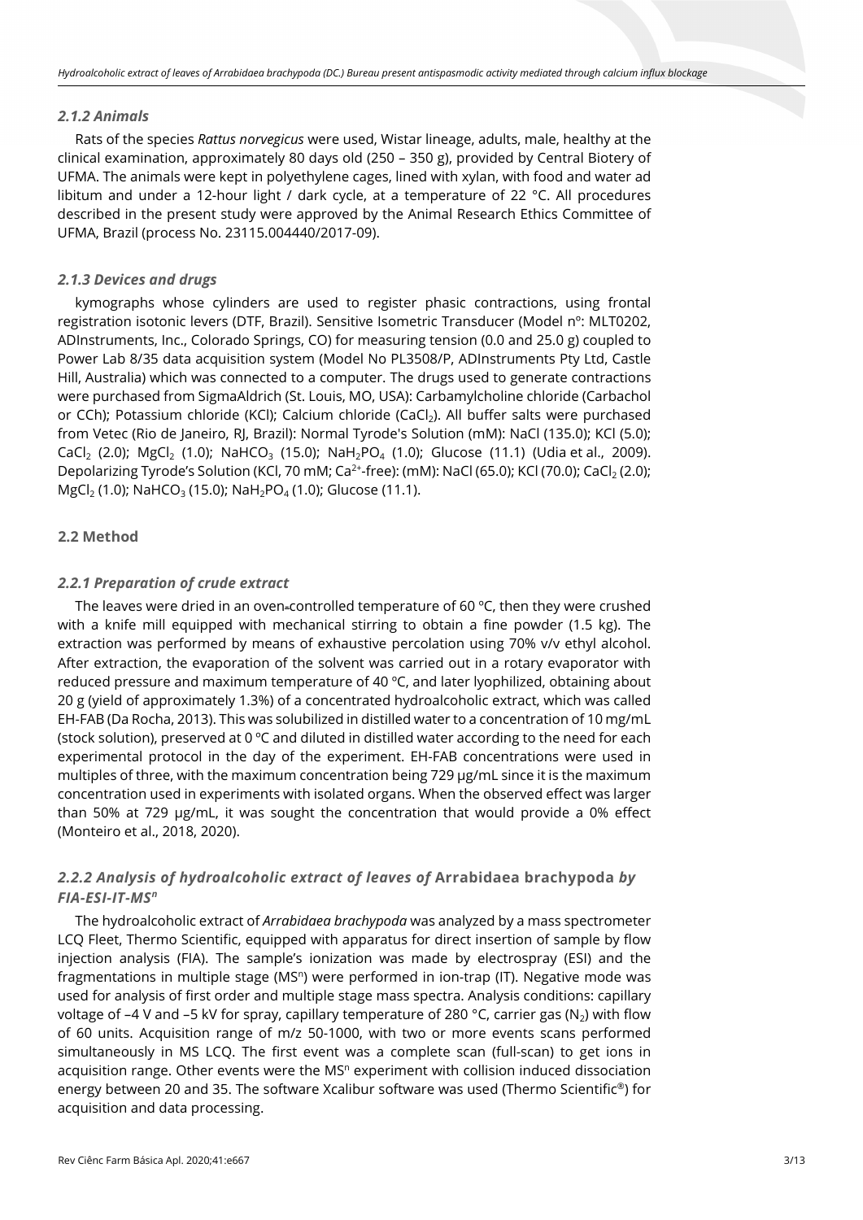### *2.1.2 Animals*

Rats of the species *Rattus norvegicus* were used, Wistar lineage, adults, male, healthy at the clinical examination, approximately 80 days old (250 – 350 g), provided by Central Biotery of UFMA. The animals were kept in polyethylene cages, lined with xylan, with food and water ad libitum and under a 12-hour light / dark cycle, at a temperature of 22 °C. All procedures described in the present study were approved by the Animal Research Ethics Committee of UFMA, Brazil (process No. 23115.004440/2017-09).

### *2.1.3 Devices and drugs*

kymographs whose cylinders are used to register phasic contractions, using frontal registration isotonic levers (DTF, Brazil). Sensitive Isometric Transducer (Model nº: MLT0202, ADInstruments, Inc., Colorado Springs, CO) for measuring tension (0.0 and 25.0 g) coupled to Power Lab 8/35 data acquisition system (Model No PL3508/P, ADInstruments Pty Ltd, Castle Hill, Australia) which was connected to a computer. The drugs used to generate contractions were purchased from SigmaAldrich (St. Louis, MO, USA): Carbamylcholine chloride (Carbachol or CCh); Potassium chloride (KCl); Calcium chloride ($CaCl_2$). All buffer salts were purchased from Vetec (Rio de Janeiro, RJ, Brazil): Normal Tyrode's Solution (mM): NaCl (135.0); KCl (5.0); $CaCl_2$ (2.0); $MgCl_2$ (1.0); $NaHCO_3$ (15.0); $NaH_2PO_4$ (1.0); Glucose (11.1) (Udia et al., 2009). Depolarizing Tyrode's Solution (KCl, 70 mM; $Ca^{2+}$-free): (mM): NaCl (65.0); KCl (70.0); $CaCl_2$ (2.0); $MgCl_2$ (1.0); $NaHCO_3$ (15.0); $NaH_2PO_4$ (1.0); Glucose (11.1).

## 2.2 Method

### *2.2.1 Preparation of crude extract*

The leaves were dried in an oven-controlled temperature of 60 ºC, then they were crushed with a knife mill equipped with mechanical stirring to obtain a fine powder (1.5 kg). The extraction was performed by means of exhaustive percolation using 70% v/v ethyl alcohol. After extraction, the evaporation of the solvent was carried out in a rotary evaporator with reduced pressure and maximum temperature of 40 ºC, and later lyophilized, obtaining about 20 g (yield of approximately 1.3%) of a concentrated hydroalcoholic extract, which was called EH-FAB (Da Rocha, 2013). This was solubilized in distilled water to a concentration of 10 mg/mL (stock solution), preserved at 0 ºC and diluted in distilled water according to the need for each experimental protocol in the day of the experiment. EH-FAB concentrations were used in multiples of three, with the maximum concentration being 729 µg/mL since it is the maximum concentration used in experiments with isolated organs. When the observed effect was larger than 50% at 729 µg/mL, it was sought the concentration that would provide a 0% effect (Monteiro et al., 2018, 2020).

### *2.2.2 Analysis of hydroalcoholic extract of leaves of* **Arrabidaea brachypoda** *by FIA-ESI-IT-MS$^n$*

The hydroalcoholic extract of *Arrabidaea brachypoda* was analyzed by a mass spectrometer LCQ Fleet, Thermo Scientific, equipped with apparatus for direct insertion of sample by flow injection analysis (FIA). The sample's ionization was made by electrospray (ESI) and the fragmentations in multiple stage (MS$^n$) were performed in ion-trap (IT). Negative mode was used for analysis of first order and multiple stage mass spectra. Analysis conditions: capillary voltage of –4 V and –5 kV for spray, capillary temperature of 280 °C, carrier gas ($N_2$) with flow of 60 units. Acquisition range of m/z 50-1000, with two or more events scans performed simultaneously in MS LCQ. The first event was a complete scan (full-scan) to get ions in acquisition range. Other events were the MS$^n$ experiment with collision induced dissociation energy between 20 and 35. The software Xcalibur software was used (Thermo Scientific®) for acquisition and data processing.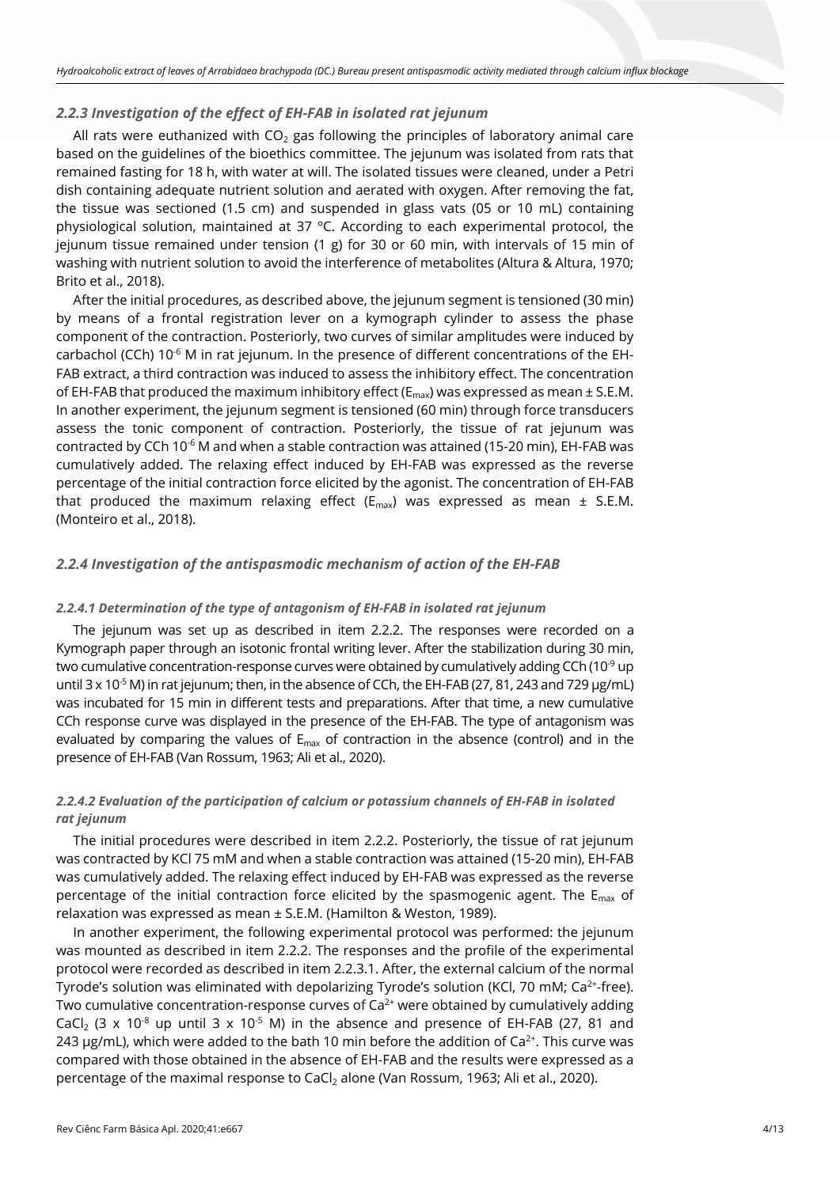### *2.2.3 Investigation of the effect of EH-FAB in isolated rat jejunum*

All rats were euthanized with $CO_2$ gas following the principles of laboratory animal care based on the guidelines of the bioethics committee. The jejunum was isolated from rats that remained fasting for 18 h, with water at will. The isolated tissues were cleaned, under a Petri dish containing adequate nutrient solution and aerated with oxygen. After removing the fat, the tissue was sectioned (1.5 cm) and suspended in glass vats (05 or 10 mL) containing physiological solution, maintained at 37 ºC. According to each experimental protocol, the jejunum tissue remained under tension (1 g) for 30 or 60 min, with intervals of 15 min of washing with nutrient solution to avoid the interference of metabolites (Altura & Altura, 1970; Brito et al., 2018).

After the initial procedures, as described above, the jejunum segment is tensioned (30 min) by means of a frontal registration lever on a kymograph cylinder to assess the phase component of the contraction. Posteriorly, two curves of similar amplitudes were induced by carbachol (CCh) $10^{-6}$ M in rat jejunum. In the presence of different concentrations of the EH-FAB extract, a third contraction was induced to assess the inhibitory effect. The concentration of EH-FAB that produced the maximum inhibitory effect ($E_{max}$) was expressed as mean ± S.E.M. In another experiment, the jejunum segment is tensioned (60 min) through force transducers assess the tonic component of contraction. Posteriorly, the tissue of rat jejunum was contracted by CCh $10^{-6}$ M and when a stable contraction was attained (15-20 min), EH-FAB was cumulatively added. The relaxing effect induced by EH-FAB was expressed as the reverse percentage of the initial contraction force elicited by the agonist. The concentration of EH-FAB that produced the maximum relaxing effect ($E_{max}$) was expressed as mean ± S.E.M. (Monteiro et al., 2018).

### *2.2.4 Investigation of the antispasmodic mechanism of action of the EH-FAB*

#### *2.2.4.1 Determination of the type of antagonism of EH-FAB in isolated rat jejunum*

The jejunum was set up as described in item 2.2.2. The responses were recorded on a Kymograph paper through an isotonic frontal writing lever. After the stabilization during 30 min, two cumulative concentration-response curves were obtained by cumulatively adding CCh ($10^{-9}$ up until $3 \times 10^{-5}$ M) in rat jejunum; then, in the absence of CCh, the EH-FAB (27, 81, 243 and 729 μg/mL) was incubated for 15 min in different tests and preparations. After that time, a new cumulative CCh response curve was displayed in the presence of the EH-FAB. The type of antagonism was evaluated by comparing the values of $E_{max}$ of contraction in the absence (control) and in the presence of EH-FAB (Van Rossum, 1963; Ali et al., 2020).

#### *2.2.4.2 Evaluation of the participation of calcium or potassium channels of EH-FAB in isolated rat jejunum*

The initial procedures were described in item 2.2.2. Posteriorly, the tissue of rat jejunum was contracted by KCl 75 mM and when a stable contraction was attained (15-20 min), EH-FAB was cumulatively added. The relaxing effect induced by EH-FAB was expressed as the reverse percentage of the initial contraction force elicited by the spasmogenic agent. The $E_{max}$ of relaxation was expressed as mean ± S.E.M. (Hamilton & Weston, 1989).

In another experiment, the following experimental protocol was performed: the jejunum was mounted as described in item 2.2.2. The responses and the profile of the experimental protocol were recorded as described in item 2.2.3.1. After, the external calcium of the normal Tyrode's solution was eliminated with depolarizing Tyrode's solution (KCl, 70 mM; $Ca^{2+}$-free). Two cumulative concentration-response curves of $Ca^{2+}$ were obtained by cumulatively adding $CaCl_2$ ($3 \times 10^{-8}$ up until $3 \times 10^{-5}$ M) in the absence and presence of EH-FAB (27, 81 and 243 μg/mL), which were added to the bath 10 min before the addition of $Ca^{2+}$. This curve was compared with those obtained in the absence of EH-FAB and the results were expressed as a percentage of the maximal response to $CaCl_2$ alone (Van Rossum, 1963; Ali et al., 2020).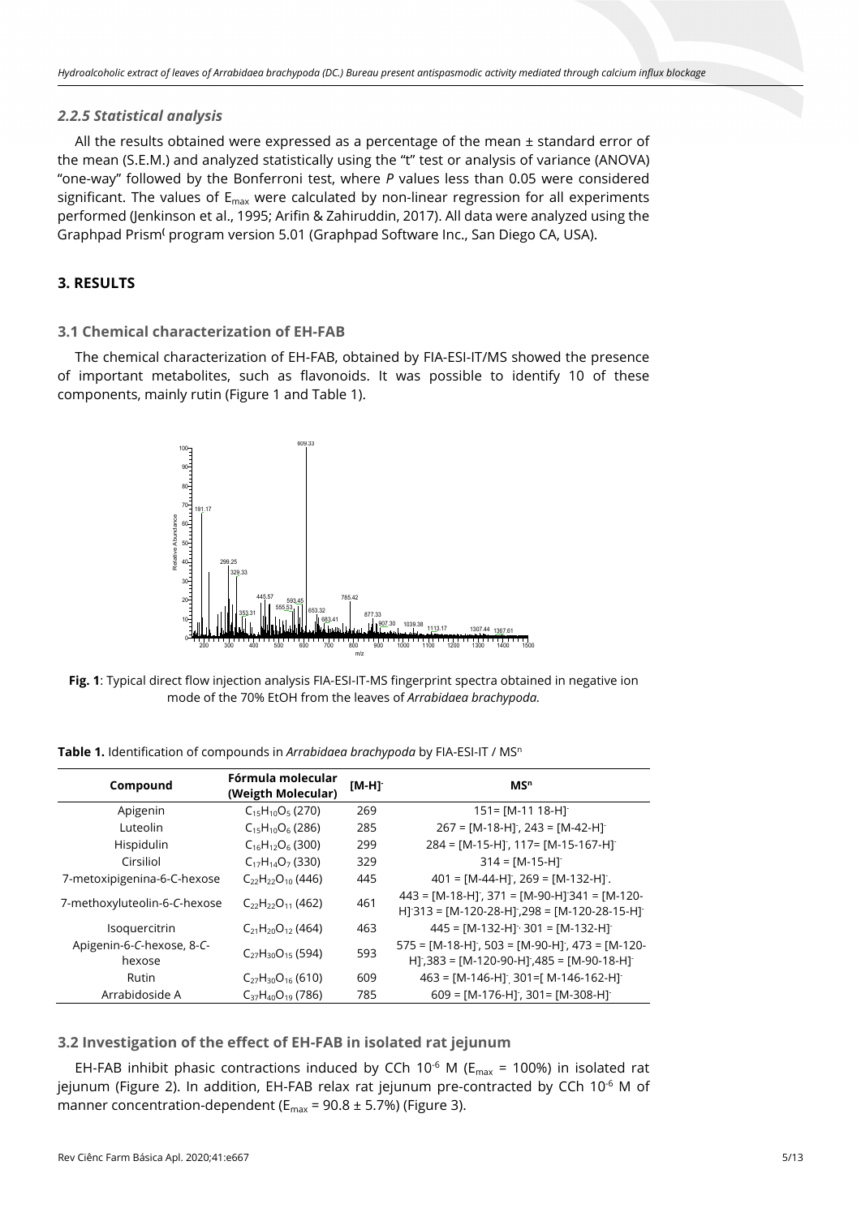### *2.2.5 Statistical analysis*

All the results obtained were expressed as a percentage of the mean ± standard error of the mean (S.E.M.) and analyzed statistically using the "t" test or analysis of variance (ANOVA) "one-way" followed by the Bonferroni test, where *P* values less than 0.05 were considered significant. The values of $E_{max}$ were calculated by non-linear regression for all experiments performed (Jenkinson et al., 1995; Arifin & Zahiruddin, 2017). All data were analyzed using the Graphpad Prism( program version 5.01 (Graphpad Software Inc., San Diego CA, USA).

## 3. RESULTS

### 3.1 Chemical characterization of EH-FAB

The chemical characterization of EH-FAB, obtained by FIA-ESI-IT/MS showed the presence of important metabolites, such as flavonoids. It was possible to identify 10 of these components, mainly rutin (Figure 1 and Table 1).

**Fig. 1**: Typical direct flow injection analysis FIA-ESI-IT-MS fingerprint spectra obtained in negative ion mode of the 70% EtOH from the leaves of *Arrabidaea brachypoda.*

**Table 1.** Identification of compounds in *Arrabidaea brachypoda* by FIA-ESI-IT / MS$^n$

| Compound | Fórmula molecular (Weigth Molecular) | [M-H]$^-$ | MS$^n$ |
|---|---|---|---|
| Apigenin | $C_{15}H_{10}O_5$ (270) | 269 | 151= [M-11 18-H]$^-$ |
| Luteolin | $C_{15}H_{10}O_6$ (286) | 285 | 267 = [M-18-H]$^-$, 243 = [M-42-H]$^-$ |
| Hispidulin | $C_{16}H_{12}O_6$ (300) | 299 | 284 = [M-15-H]$^-$, 117= [M-15-167-H]$^-$ |
| Cirsiliol | $C_{17}H_{14}O_7$ (330) | 329 | 314 = [M-15-H]$^-$ |
| 7-metoxipigenina-6-C-hexose | $C_{22}H_{22}O_{10}$ (446) | 445 | 401 = [M-44-H]$^-$, 269 = [M-132-H]$^-$. |
| 7-methoxyluteolin-6-*C*-hexose | $C_{22}H_{22}O_{11}$ (462) | 461 | 443 = [M-18-H]$^-$, 371 = [M-90-H]$^-$341 = [M-120-H]$^-$313 = [M-120-28-H]$^-$,298 = [M-120-28-15-H]$^-$ |
| Isoquercitrin | $C_{21}H_{20}O_{12}$ (464) | 463 | 445 = [M-132-H]$^-$, 301 = [M-132-H]$^-$ |
| Apigenin-6-*C*-hexose, 8-*C*-hexose | $C_{27}H_{30}O_{15}$ (594) | 593 | 575 = [M-18-H]$^-$, 503 = [M-90-H]$^-$, 473 = [M-120-H]$^-$,383 = [M-120-90-H]$^-$,485 = [M-90-18-H]$^-$ |
| Rutin | $C_{27}H_{30}O_{16}$ (610) | 609 | 463 = [M-146-H]$^-$, 301=[ M-146-162-H]$^-$ |
| Arrabidoside A | $C_{37}H_{40}O_{19}$ (786) | 785 | 609 = [M-176-H]$^-$, 301= [M-308-H]$^-$ |

### 3.2 Investigation of the effect of EH-FAB in isolated rat jejunum

EH-FAB inhibit phasic contractions induced by CCh $10^{-6}$ M ($E_{max}$ = 100%) in isolated rat jejunum (Figure 2). In addition, EH-FAB relax rat jejunum pre-contracted by CCh $10^{-6}$ M of manner concentration-dependent ($E_{max}$ = 90.8 ± 5.7%) (Figure 3).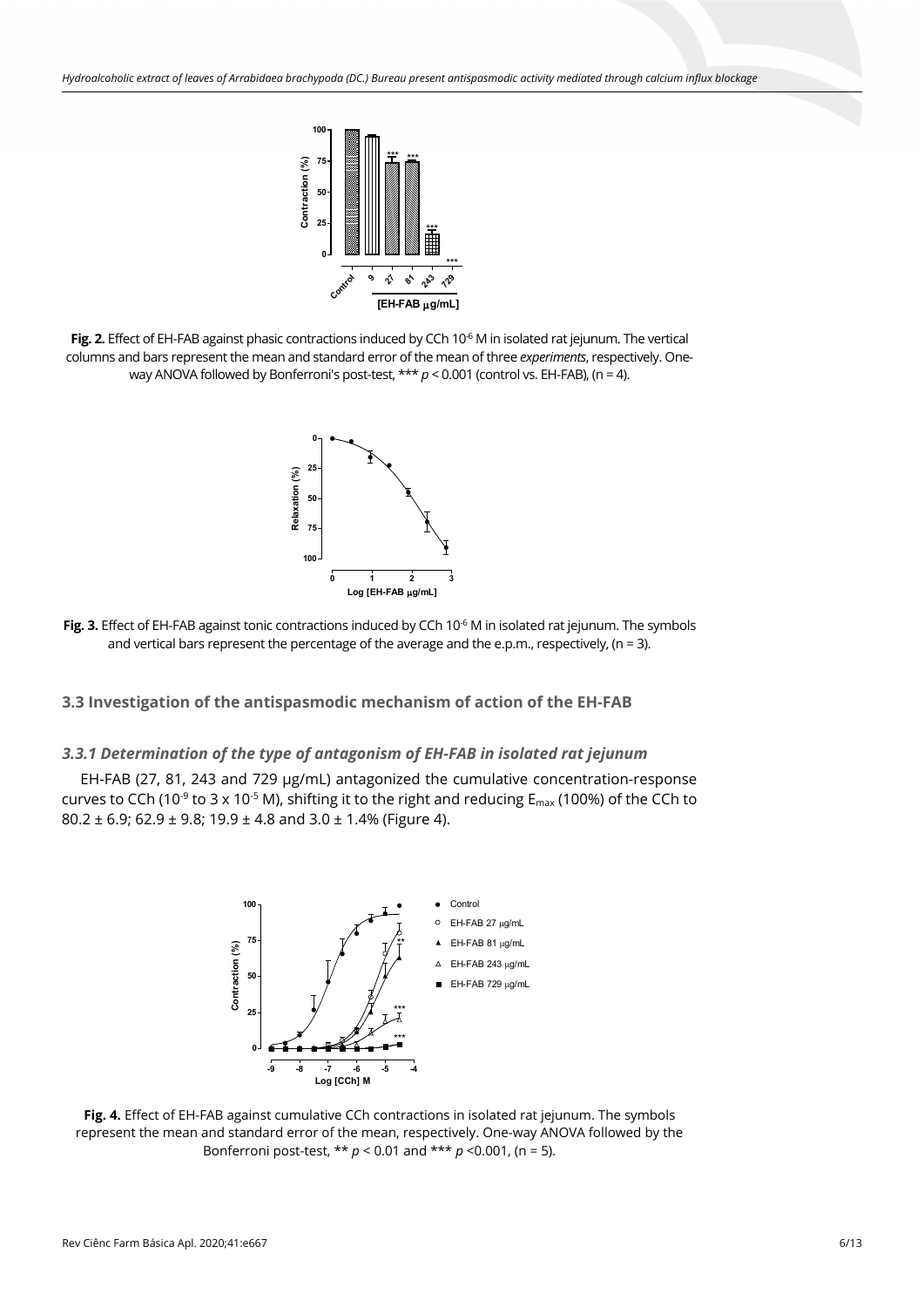**Fig. 2.** Effect of EH-FAB against phasic contractions induced by CCh $10^{-6}$ M in isolated rat jejunum. The vertical columns and bars represent the mean and standard error of the mean of three *experiments*, respectively. One-way ANOVA followed by Bonferroni's post-test, *** $p < 0.001$ (control vs. EH-FAB), (n = 4).

**Fig. 3.** Effect of EH-FAB against tonic contractions induced by CCh $10^{-6}$ M in isolated rat jejunum. The symbols and vertical bars represent the percentage of the average and the e.p.m., respectively, (n = 3).

### 3.3 Investigation of the antispasmodic mechanism of action of the EH-FAB

#### *3.3.1 Determination of the type of antagonism of EH-FAB in isolated rat jejunum*

EH-FAB (27, 81, 243 and 729 μg/mL) antagonized the cumulative concentration-response curves to CCh ($10^{-9}$ to $3 \times 10^{-5}$ M), shifting it to the right and reducing $E_{max}$ (100%) of the CCh to 80.2 ± 6.9; 62.9 ± 9.8; 19.9 ± 4.8 and 3.0 ± 1.4% (Figure 4).

**Fig. 4.** Effect of EH-FAB against cumulative CCh contractions in isolated rat jejunum. The symbols represent the mean and standard error of the mean, respectively. One-way ANOVA followed by the Bonferroni post-test, ** $p < 0.01$ and *** $p < 0.001$, (n = 5).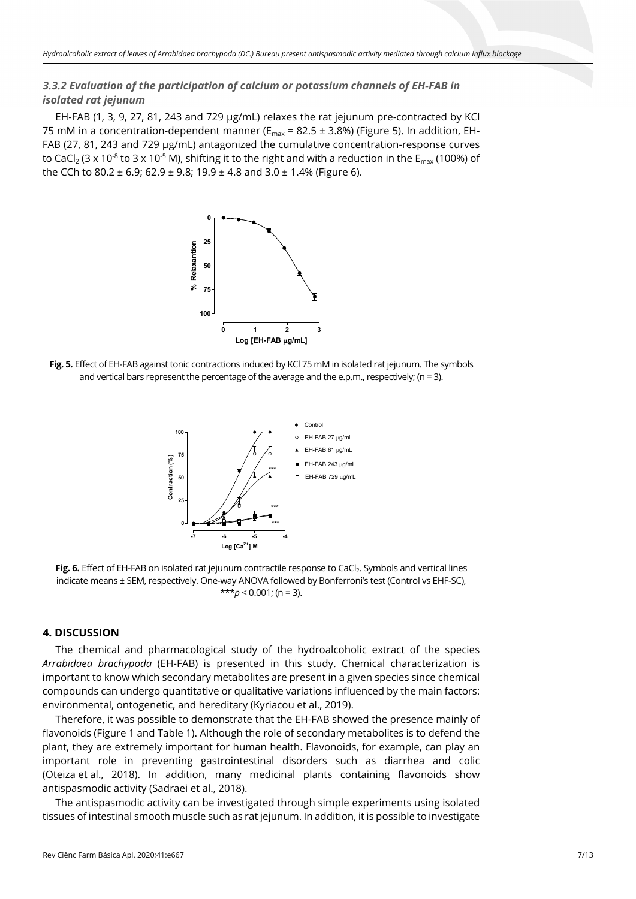### *3.3.2 Evaluation of the participation of calcium or potassium channels of EH-FAB in isolated rat jejunum*

EH-FAB (1, 3, 9, 27, 81, 243 and 729 µg/mL) relaxes the rat jejunum pre-contracted by KCl 75 mM in a concentration-dependent manner ($E_{max}$ = 82.5 ± 3.8%) (Figure 5). In addition, EH-FAB (27, 81, 243 and 729 µg/mL) antagonized the cumulative concentration-response curves to $CaCl_2$ (3 x $10^{-8}$ to 3 x $10^{-5}$ M), shifting it to the right and with a reduction in the $E_{max}$ (100%) of the CCh to 80.2 ± 6.9; 62.9 ± 9.8; 19.9 ± 4.8 and 3.0 ± 1.4% (Figure 6).

**Fig. 5.** Effect of EH-FAB against tonic contractions induced by KCl 75 mM in isolated rat jejunum. The symbols and vertical bars represent the percentage of the average and the e.p.m., respectively; (n = 3).

**Fig. 6.** Effect of EH-FAB on isolated rat jejunum contractile response to $CaCl_2$. Symbols and vertical lines indicate means ± SEM, respectively. One-way ANOVA followed by Bonferroni's test (Control vs EHF-SC), ***$p < 0.001$; (n = 3).

## 4. DISCUSSION

The chemical and pharmacological study of the hydroalcoholic extract of the species *Arrabidaea brachypoda* (EH-FAB) is presented in this study. Chemical characterization is important to know which secondary metabolites are present in a given species since chemical compounds can undergo quantitative or qualitative variations influenced by the main factors: environmental, ontogenetic, and hereditary (Kyriacou et al., 2019).

Therefore, it was possible to demonstrate that the EH-FAB showed the presence mainly of flavonoids (Figure 1 and Table 1). Although the role of secondary metabolites is to defend the plant, they are extremely important for human health. Flavonoids, for example, can play an important role in preventing gastrointestinal disorders such as diarrhea and colic (Oteiza et al., 2018). In addition, many medicinal plants containing flavonoids show antispasmodic activity (Sadraei et al., 2018).

The antispasmodic activity can be investigated through simple experiments using isolated tissues of intestinal smooth muscle such as rat jejunum. In addition, it is possible to investigate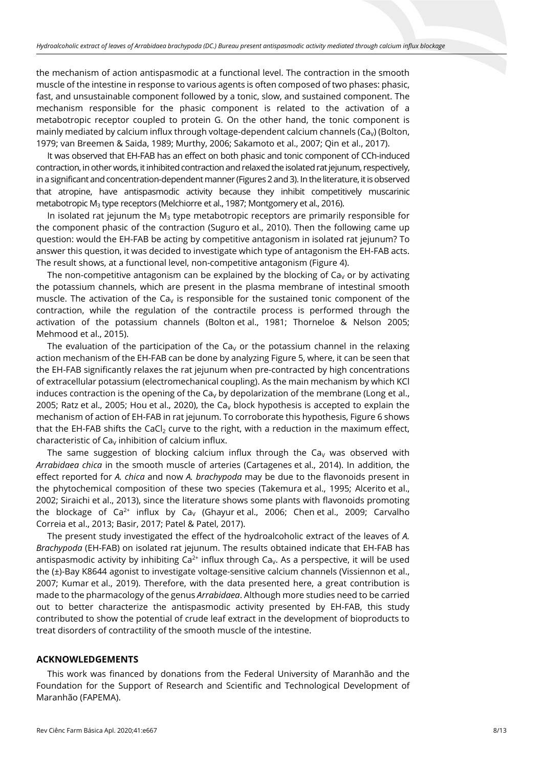the mechanism of action antispasmodic at a functional level. The contraction in the smooth muscle of the intestine in response to various agents is often composed of two phases: phasic, fast, and unsustainable component followed by a tonic, slow, and sustained component. The mechanism responsible for the phasic component is related to the activation of a metabotropic receptor coupled to protein G. On the other hand, the tonic component is mainly mediated by calcium influx through voltage-dependent calcium channels ($Ca_V$) (Bolton, 1979; van Breemen & Saida, 1989; Murthy, 2006; Sakamoto et al., 2007; Qin et al., 2017).

It was observed that EH-FAB has an effect on both phasic and tonic component of CCh-induced contraction, in other words, it inhibited contraction and relaxed the isolated rat jejunum, respectively, in a significant and concentration-dependent manner (Figures 2 and 3). In the literature, it is observed that atropine, have antispasmodic activity because they inhibit competitively muscarinic metabotropic $M_3$ type receptors (Melchiorre et al., 1987; Montgomery et al., 2016).

In isolated rat jejunum the $M_3$ type metabotropic receptors are primarily responsible for the component phasic of the contraction (Suguro et al., 2010). Then the following came up question: would the EH-FAB be acting by competitive antagonism in isolated rat jejunum? To answer this question, it was decided to investigate which type of antagonism the EH-FAB acts. The result shows, at a functional level, non-competitive antagonism (Figure 4).

The non-competitive antagonism can be explained by the blocking of $Ca_V$ or by activating the potassium channels, which are present in the plasma membrane of intestinal smooth muscle. The activation of the $Ca_V$ is responsible for the sustained tonic component of the contraction, while the regulation of the contractile process is performed through the activation of the potassium channels (Bolton et al., 1981; Thorneloe & Nelson 2005; Mehmood et al., 2015).

The evaluation of the participation of the $Ca_V$ or the potassium channel in the relaxing action mechanism of the EH-FAB can be done by analyzing Figure 5, where, it can be seen that the EH-FAB significantly relaxes the rat jejunum when pre-contracted by high concentrations of extracellular potassium (electromechanical coupling). As the main mechanism by which KCl induces contraction is the opening of the $Ca_V$ by depolarization of the membrane (Long et al., 2005; Ratz et al., 2005; Hou et al., 2020), the $Ca_V$ block hypothesis is accepted to explain the mechanism of action of EH-FAB in rat jejunum. To corroborate this hypothesis, Figure 6 shows that the EH-FAB shifts the $CaCl_2$ curve to the right, with a reduction in the maximum effect, characteristic of $Ca_V$ inhibition of calcium influx.

The same suggestion of blocking calcium influx through the $Ca_V$ was observed with *Arrabidaea chica* in the smooth muscle of arteries (Cartagenes et al., 2014). In addition, the effect reported for *A. chica* and now *A. brachypoda* may be due to the flavonoids present in the phytochemical composition of these two species (Takemura et al., 1995; Alcerito et al., 2002; Siraichi et al., 2013), since the literature shows some plants with flavonoids promoting the blockage of $Ca^{2+}$ influx by $Ca_V$ (Ghayur et al., 2006; Chen et al., 2009; Carvalho Correia et al., 2013; Basir, 2017; Patel & Patel, 2017).

The present study investigated the effect of the hydroalcoholic extract of the leaves of *A. Brachypoda* (EH-FAB) on isolated rat jejunum. The results obtained indicate that EH-FAB has antispasmodic activity by inhibiting $Ca^{2+}$ influx through $Ca_V$. As a perspective, it will be used the (±)-Bay K8644 agonist to investigate voltage-sensitive calcium channels (Vissiennon et al., 2007; Kumar et al., 2019). Therefore, with the data presented here, a great contribution is made to the pharmacology of the genus *Arrabidaea*. Although more studies need to be carried out to better characterize the antispasmodic activity presented by EH-FAB, this study contributed to show the potential of crude leaf extract in the development of bioproducts to treat disorders of contractility of the smooth muscle of the intestine.

## ACKNOWLEDGEMENTS

This work was financed by donations from the Federal University of Maranhão and the Foundation for the Support of Research and Scientific and Technological Development of Maranhão (FAPEMA).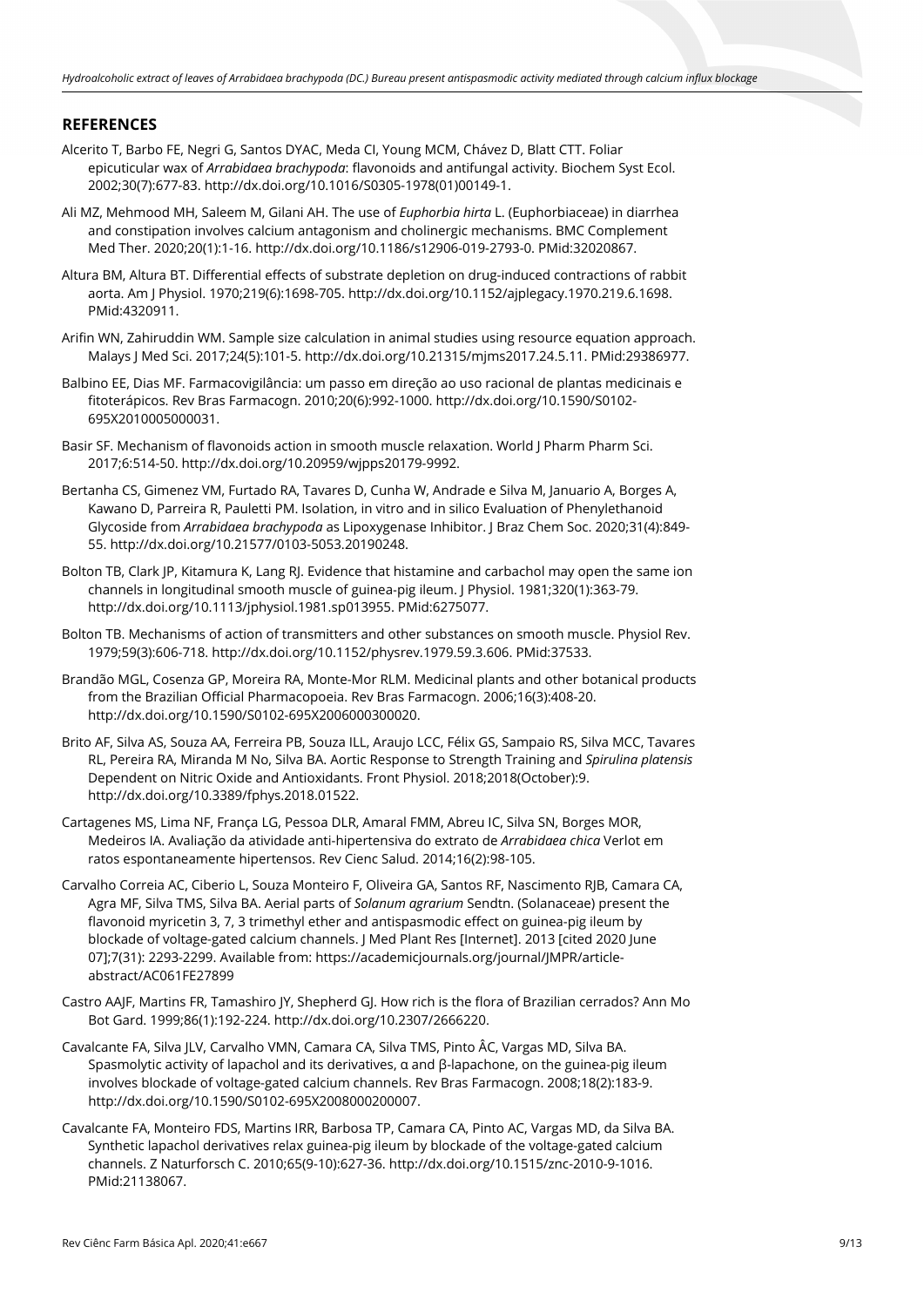## REFERENCES

Alcerito T, Barbo FE, Negri G, Santos DYAC, Meda CI, Young MCM, Chávez D, Blatt CTT. Foliar epicuticular wax of *Arrabidaea brachypoda*: flavonoids and antifungal activity. Biochem Syst Ecol. 2002;30(7):677-83. http://dx.doi.org/10.1016/S0305-1978(01)00149-1.

Ali MZ, Mehmood MH, Saleem M, Gilani AH. The use of *Euphorbia hirta* L. (Euphorbiaceae) in diarrhea and constipation involves calcium antagonism and cholinergic mechanisms. BMC Complement Med Ther. 2020;20(1):1-16. http://dx.doi.org/10.1186/s12906-019-2793-0. PMid:32020867.

Altura BM, Altura BT. Differential effects of substrate depletion on drug-induced contractions of rabbit aorta. Am J Physiol. 1970;219(6):1698-705. http://dx.doi.org/10.1152/ajplegacy.1970.219.6.1698. PMid:4320911.

Arifin WN, Zahiruddin WM. Sample size calculation in animal studies using resource equation approach. Malays J Med Sci. 2017;24(5):101-5. http://dx.doi.org/10.21315/mjms2017.24.5.11. PMid:29386977.

Balbino EE, Dias MF. Farmacovigilância: um passo em direção ao uso racional de plantas medicinais e fitoterápicos. Rev Bras Farmacogn. 2010;20(6):992-1000. http://dx.doi.org/10.1590/S0102-695X2010005000031.

Basir SF. Mechanism of flavonoids action in smooth muscle relaxation. World J Pharm Pharm Sci. 2017;6:514-50. http://dx.doi.org/10.20959/wjpps20179-9992.

Bertanha CS, Gimenez VM, Furtado RA, Tavares D, Cunha W, Andrade e Silva M, Januario A, Borges A, Kawano D, Parreira R, Pauletti PM. Isolation, in vitro and in silico Evaluation of Phenylethanoid Glycoside from *Arrabidaea brachypoda* as Lipoxygenase Inhibitor. J Braz Chem Soc. 2020;31(4):849-55. http://dx.doi.org/10.21577/0103-5053.20190248.

Bolton TB, Clark JP, Kitamura K, Lang RJ. Evidence that histamine and carbachol may open the same ion channels in longitudinal smooth muscle of guinea-pig ileum. J Physiol. 1981;320(1):363-79. http://dx.doi.org/10.1113/jphysiol.1981.sp013955. PMid:6275077.

Bolton TB. Mechanisms of action of transmitters and other substances on smooth muscle. Physiol Rev. 1979;59(3):606-718. http://dx.doi.org/10.1152/physrev.1979.59.3.606. PMid:37533.

Brandão MGL, Cosenza GP, Moreira RA, Monte-Mor RLM. Medicinal plants and other botanical products from the Brazilian Official Pharmacopoeia. Rev Bras Farmacogn. 2006;16(3):408-20. http://dx.doi.org/10.1590/S0102-695X2006000300020.

Brito AF, Silva AS, Souza AA, Ferreira PB, Souza ILL, Araujo LCC, Félix GS, Sampaio RS, Silva MCC, Tavares RL, Pereira RA, Miranda M No, Silva BA. Aortic Response to Strength Training and *Spirulina platensis* Dependent on Nitric Oxide and Antioxidants. Front Physiol. 2018;2018(October):9. http://dx.doi.org/10.3389/fphys.2018.01522.

Cartagenes MS, Lima NF, França LG, Pessoa DLR, Amaral FMM, Abreu IC, Silva SN, Borges MOR, Medeiros IA. Avaliação da atividade anti-hipertensiva do extrato de *Arrabidaea chica* Verlot em ratos espontaneamente hipertensos. Rev Cienc Salud. 2014;16(2):98-105.

Carvalho Correia AC, Ciberio L, Souza Monteiro F, Oliveira GA, Santos RF, Nascimento RJB, Camara CA, Agra MF, Silva TMS, Silva BA. Aerial parts of *Solanum agrarium* Sendtn. (Solanaceae) present the flavonoid myricetin 3, 7, 3 trimethyl ether and antispasmodic effect on guinea-pig ileum by blockade of voltage-gated calcium channels. J Med Plant Res [Internet]. 2013 [cited 2020 June 07];7(31): 2293-2299. Available from: https://academicjournals.org/journal/JMPR/article-abstract/AC061FE27899

Castro AAJF, Martins FR, Tamashiro JY, Shepherd GJ. How rich is the flora of Brazilian cerrados? Ann Mo Bot Gard. 1999;86(1):192-224. http://dx.doi.org/10.2307/2666220.

Cavalcante FA, Silva JLV, Carvalho VMN, Camara CA, Silva TMS, Pinto ÂC, Vargas MD, Silva BA. Spasmolytic activity of lapachol and its derivatives, α and β-lapachone, on the guinea-pig ileum involves blockade of voltage-gated calcium channels. Rev Bras Farmacogn. 2008;18(2):183-9. http://dx.doi.org/10.1590/S0102-695X2008000200007.

Cavalcante FA, Monteiro FDS, Martins IRR, Barbosa TP, Camara CA, Pinto AC, Vargas MD, da Silva BA. Synthetic lapachol derivatives relax guinea-pig ileum by blockade of the voltage-gated calcium channels. Z Naturforsch C. 2010;65(9-10):627-36. http://dx.doi.org/10.1515/znc-2010-9-1016. PMid:21138067.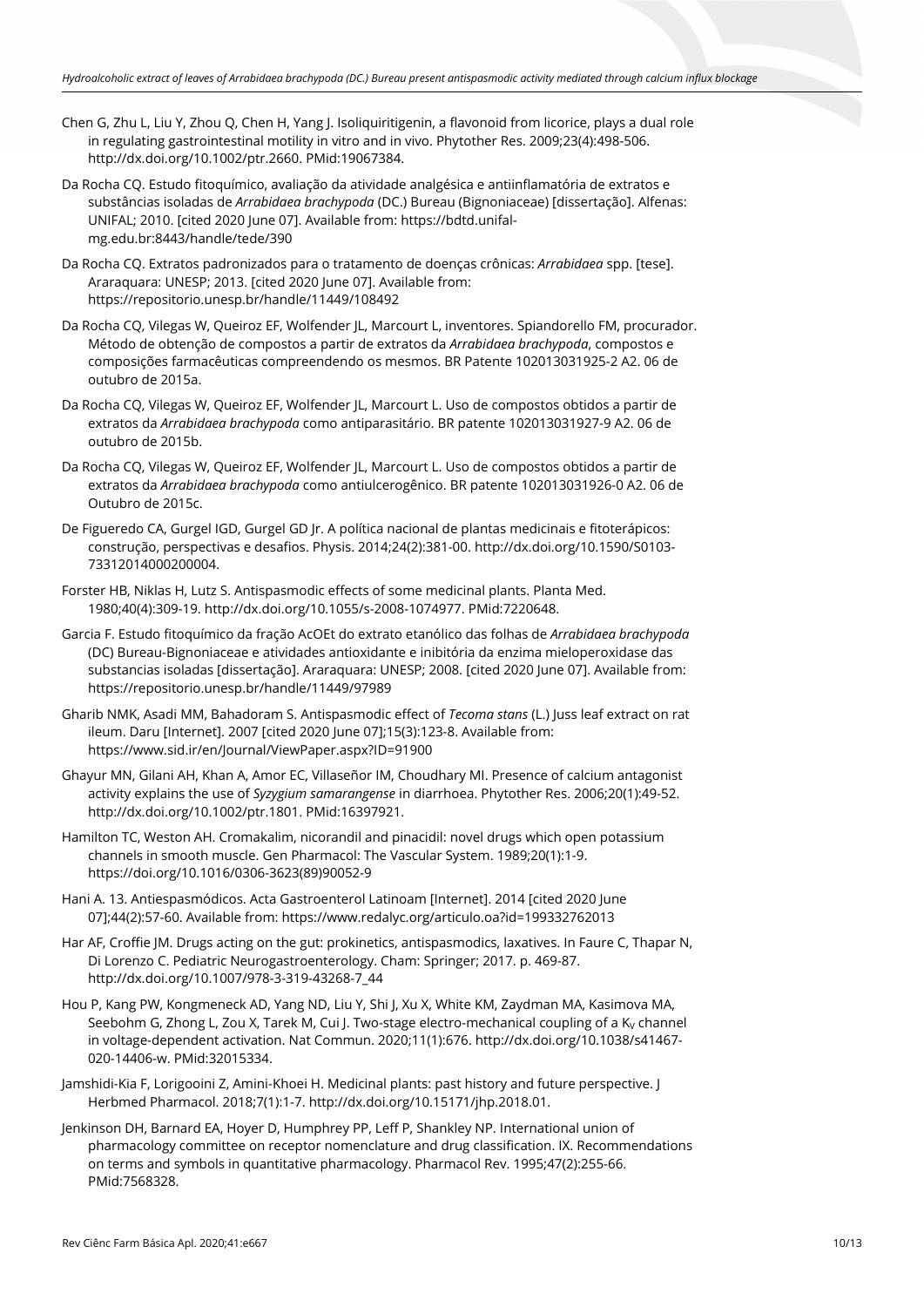Chen G, Zhu L, Liu Y, Zhou Q, Chen H, Yang J. Isoliquiritigenin, a flavonoid from licorice, plays a dual role in regulating gastrointestinal motility in vitro and in vivo. Phytother Res. 2009;23(4):498-506. http://dx.doi.org/10.1002/ptr.2660. PMid:19067384.

Da Rocha CQ. Estudo fitoquímico, avaliação da atividade analgésica e antiinflamatória de extratos e substâncias isoladas de *Arrabidaea brachypoda* (DC.) Bureau (Bignoniaceae) [dissertação]. Alfenas: UNIFAL; 2010. [cited 2020 June 07]. Available from: https://bdtd.unifal-mg.edu.br:8443/handle/tede/390

Da Rocha CQ. Extratos padronizados para o tratamento de doenças crônicas: *Arrabidaea* spp. [tese]. Araraquara: UNESP; 2013. [cited 2020 June 07]. Available from: https://repositorio.unesp.br/handle/11449/108492

Da Rocha CQ, Vilegas W, Queiroz EF, Wolfender JL, Marcourt L, inventores. Spiandorello FM, procurador. Método de obtenção de compostos a partir de extratos da *Arrabidaea brachypoda*, compostos e composições farmacêuticas compreendendo os mesmos. BR Patente 102013031925-2 A2. 06 de outubro de 2015a.

Da Rocha CQ, Vilegas W, Queiroz EF, Wolfender JL, Marcourt L. Uso de compostos obtidos a partir de extratos da *Arrabidaea brachypoda* como antiparasitário. BR patente 102013031927-9 A2. 06 de outubro de 2015b.

Da Rocha CQ, Vilegas W, Queiroz EF, Wolfender JL, Marcourt L. Uso de compostos obtidos a partir de extratos da *Arrabidaea brachypoda* como antiulcerogênico. BR patente 102013031926-0 A2. 06 de Outubro de 2015c.

De Figueredo CA, Gurgel IGD, Gurgel GD Jr. A política nacional de plantas medicinais e fitoterápicos: construção, perspectivas e desafios. Physis. 2014;24(2):381-00. http://dx.doi.org/10.1590/S0103-73312014000200004.

Forster HB, Niklas H, Lutz S. Antispasmodic effects of some medicinal plants. Planta Med. 1980;40(4):309-19. http://dx.doi.org/10.1055/s-2008-1074977. PMid:7220648.

Garcia F. Estudo fitoquímico da fração AcOEt do extrato etanólico das folhas de *Arrabidaea brachypoda* (DC) Bureau-Bignoniaceae e atividades antioxidante e inibitória da enzima mieloperoxidase das substancias isoladas [dissertação]. Araraquara: UNESP; 2008. [cited 2020 June 07]. Available from: https://repositorio.unesp.br/handle/11449/97989

Gharib NMK, Asadi MM, Bahadoram S. Antispasmodic effect of *Tecoma stans* (L.) Juss leaf extract on rat ileum. Daru [Internet]. 2007 [cited 2020 June 07];15(3):123-8. Available from: https://www.sid.ir/en/Journal/ViewPaper.aspx?ID=91900

Ghayur MN, Gilani AH, Khan A, Amor EC, Villaseñor IM, Choudhary MI. Presence of calcium antagonist activity explains the use of *Syzygium samarangense* in diarrhoea. Phytother Res. 2006;20(1):49-52. http://dx.doi.org/10.1002/ptr.1801. PMid:16397921.

Hamilton TC, Weston AH. Cromakalim, nicorandil and pinacidil: novel drugs which open potassium channels in smooth muscle. Gen Pharmacol: The Vascular System. 1989;20(1):1-9. https://doi.org/10.1016/0306-3623(89)90052-9

Hani A. 13. Antiespasmódicos. Acta Gastroenterol Latinoam [Internet]. 2014 [cited 2020 June 07];44(2):57-60. Available from: https://www.redalyc.org/articulo.oa?id=199332762013

Har AF, Croffie JM. Drugs acting on the gut: prokinetics, antispasmodics, laxatives. In Faure C, Thapar N, Di Lorenzo C. Pediatric Neurogastroenterology. Cham: Springer; 2017. p. 469-87. http://dx.doi.org/10.1007/978-3-319-43268-7_44

Hou P, Kang PW, Kongmeneck AD, Yang ND, Liu Y, Shi J, Xu X, White KM, Zaydman MA, Kasimova MA, Seebohm G, Zhong L, Zou X, Tarek M, Cui J. Two-stage electro-mechanical coupling of a $K_V$ channel in voltage-dependent activation. Nat Commun. 2020;11(1):676. http://dx.doi.org/10.1038/s41467-020-14406-w. PMid:32015334.

Jamshidi-Kia F, Lorigooini Z, Amini-Khoei H. Medicinal plants: past history and future perspective. J Herbmed Pharmacol. 2018;7(1):1-7. http://dx.doi.org/10.15171/jhp.2018.01.

Jenkinson DH, Barnard EA, Hoyer D, Humphrey PP, Leff P, Shankley NP. International union of pharmacology committee on receptor nomenclature and drug classification. IX. Recommendations on terms and symbols in quantitative pharmacology. Pharmacol Rev. 1995;47(2):255-66. PMid:7568328.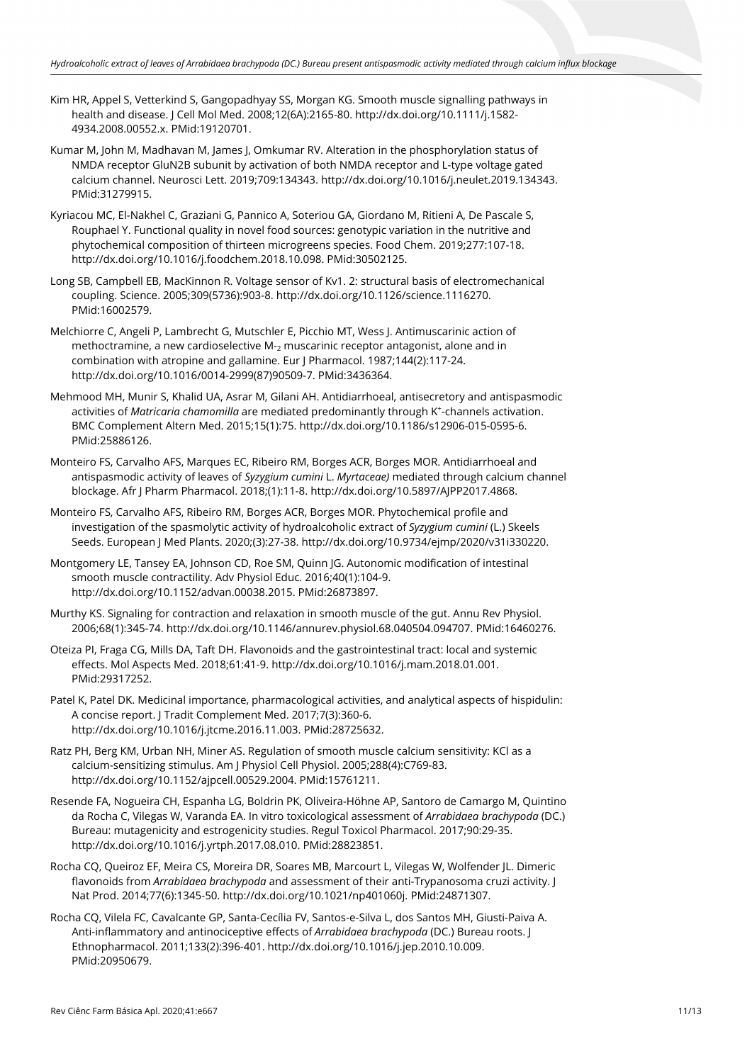Kim HR, Appel S, Vetterkind S, Gangopadhyay SS, Morgan KG. Smooth muscle signalling pathways in health and disease. J Cell Mol Med. 2008;12(6A):2165-80. http://dx.doi.org/10.1111/j.1582-4934.2008.00552.x. PMid:19120701.

Kumar M, John M, Madhavan M, James J, Omkumar RV. Alteration in the phosphorylation status of NMDA receptor GluN2B subunit by activation of both NMDA receptor and L-type voltage gated calcium channel. Neurosci Lett. 2019;709:134343. http://dx.doi.org/10.1016/j.neulet.2019.134343. PMid:31279915.

Kyriacou MC, El-Nakhel C, Graziani G, Pannico A, Soteriou GA, Giordano M, Ritieni A, De Pascale S, Rouphael Y. Functional quality in novel food sources: genotypic variation in the nutritive and phytochemical composition of thirteen microgreens species. Food Chem. 2019;277:107-18. http://dx.doi.org/10.1016/j.foodchem.2018.10.098. PMid:30502125.

Long SB, Campbell EB, MacKinnon R. Voltage sensor of Kv1. 2: structural basis of electromechanical coupling. Science. 2005;309(5736):903-8. http://dx.doi.org/10.1126/science.1116270. PMid:16002579.

Melchiorre C, Angeli P, Lambrecht G, Mutschler E, Picchio MT, Wess J. Antimuscarinic action of methoctramine, a new cardioselective $M_2$ muscarinic receptor antagonist, alone and in combination with atropine and gallamine. Eur J Pharmacol. 1987;144(2):117-24. http://dx.doi.org/10.1016/0014-2999(87)90509-7. PMid:3436364.

Mehmood MH, Munir S, Khalid UA, Asrar M, Gilani AH. Antidiarrhoeal, antisecretory and antispasmodic activities of *Matricaria chamomilla* are mediated predominantly through $K^+$-channels activation. BMC Complement Altern Med. 2015;15(1):75. http://dx.doi.org/10.1186/s12906-015-0595-6. PMid:25886126.

Monteiro FS, Carvalho AFS, Marques EC, Ribeiro RM, Borges ACR, Borges MOR. Antidiarrhoeal and antispasmodic activity of leaves of *Syzygium cumini* L. *Myrtaceae)* mediated through calcium channel blockage. Afr J Pharm Pharmacol. 2018;(1):11-8. http://dx.doi.org/10.5897/AJPP2017.4868.

Monteiro FS, Carvalho AFS, Ribeiro RM, Borges ACR, Borges MOR. Phytochemical profile and investigation of the spasmolytic activity of hydroalcoholic extract of *Syzygium cumini* (L.) Skeels Seeds. European J Med Plants. 2020;(3):27-38. http://dx.doi.org/10.9734/ejmp/2020/v31i330220.

Montgomery LE, Tansey EA, Johnson CD, Roe SM, Quinn JG. Autonomic modification of intestinal smooth muscle contractility. Adv Physiol Educ. 2016;40(1):104-9. http://dx.doi.org/10.1152/advan.00038.2015. PMid:26873897.

Murthy KS. Signaling for contraction and relaxation in smooth muscle of the gut. Annu Rev Physiol. 2006;68(1):345-74. http://dx.doi.org/10.1146/annurev.physiol.68.040504.094707. PMid:16460276.

Oteiza PI, Fraga CG, Mills DA, Taft DH. Flavonoids and the gastrointestinal tract: local and systemic effects. Mol Aspects Med. 2018;61:41-9. http://dx.doi.org/10.1016/j.mam.2018.01.001. PMid:29317252.

Patel K, Patel DK. Medicinal importance, pharmacological activities, and analytical aspects of hispidulin: A concise report. J Tradit Complement Med. 2017;7(3):360-6. http://dx.doi.org/10.1016/j.jtcme.2016.11.003. PMid:28725632.

Ratz PH, Berg KM, Urban NH, Miner AS. Regulation of smooth muscle calcium sensitivity: KCl as a calcium-sensitizing stimulus. Am J Physiol Cell Physiol. 2005;288(4):C769-83. http://dx.doi.org/10.1152/ajpcell.00529.2004. PMid:15761211.

Resende FA, Nogueira CH, Espanha LG, Boldrin PK, Oliveira-Höhne AP, Santoro de Camargo M, Quintino da Rocha C, Vilegas W, Varanda EA. In vitro toxicological assessment of *Arrabidaea brachypoda* (DC.) Bureau: mutagenicity and estrogenicity studies. Regul Toxicol Pharmacol. 2017;90:29-35. http://dx.doi.org/10.1016/j.yrtph.2017.08.010. PMid:28823851.

Rocha CQ, Queiroz EF, Meira CS, Moreira DR, Soares MB, Marcourt L, Vilegas W, Wolfender JL. Dimeric flavonoids from *Arrabidaea brachypoda* and assessment of their anti-Trypanosoma cruzi activity. J Nat Prod. 2014;77(6):1345-50. http://dx.doi.org/10.1021/np401060j. PMid:24871307.

Rocha CQ, Vilela FC, Cavalcante GP, Santa-Cecília FV, Santos-e-Silva L, dos Santos MH, Giusti-Paiva A. Anti-inflammatory and antinociceptive effects of *Arrabidaea brachypoda* (DC.) Bureau roots. J Ethnopharmacol. 2011;133(2):396-401. http://dx.doi.org/10.1016/j.jep.2010.10.009. PMid:20950679.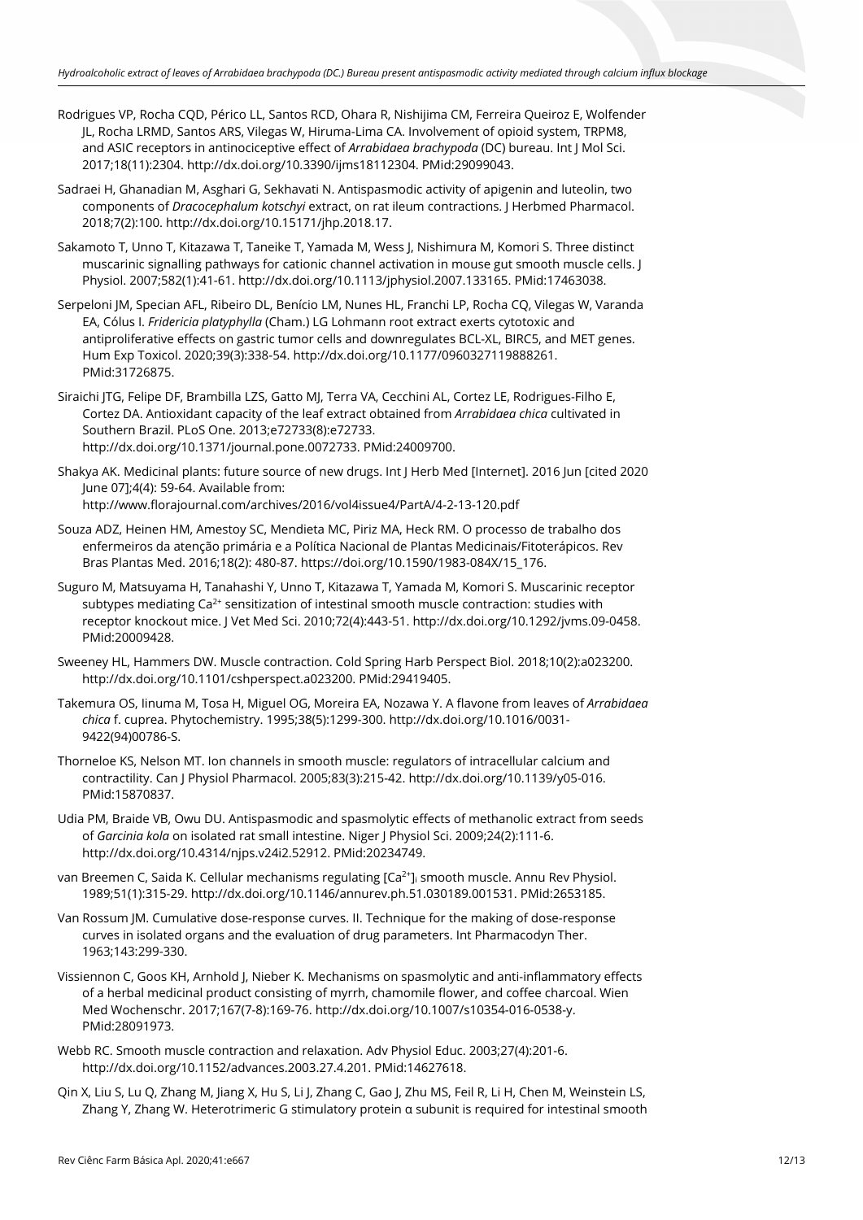Rodrigues VP, Rocha CQD, Périco LL, Santos RCD, Ohara R, Nishijima CM, Ferreira Queiroz E, Wolfender JL, Rocha LRMD, Santos ARS, Vilegas W, Hiruma-Lima CA. Involvement of opioid system, TRPM8, and ASIC receptors in antinociceptive effect of *Arrabidaea brachypoda* (DC) bureau. Int J Mol Sci. 2017;18(11):2304. http://dx.doi.org/10.3390/ijms18112304. PMid:29099043.

Sadraei H, Ghanadian M, Asghari G, Sekhavati N. Antispasmodic activity of apigenin and luteolin, two components of *Dracocephalum kotschyi* extract, on rat ileum contractions. J Herbmed Pharmacol. 2018;7(2):100. http://dx.doi.org/10.15171/jhp.2018.17.

Sakamoto T, Unno T, Kitazawa T, Taneike T, Yamada M, Wess J, Nishimura M, Komori S. Three distinct muscarinic signalling pathways for cationic channel activation in mouse gut smooth muscle cells. J Physiol. 2007;582(1):41-61. http://dx.doi.org/10.1113/jphysiol.2007.133165. PMid:17463038.

Serpeloni JM, Specian AFL, Ribeiro DL, Benício LM, Nunes HL, Franchi LP, Rocha CQ, Vilegas W, Varanda EA, Cólus I. *Fridericia platyphylla* (Cham.) LG Lohmann root extract exerts cytotoxic and antiproliferative effects on gastric tumor cells and downregulates BCL-XL, BIRC5, and MET genes. Hum Exp Toxicol. 2020;39(3):338-54. http://dx.doi.org/10.1177/0960327119888261. PMid:31726875.

Siraichi JTG, Felipe DF, Brambilla LZS, Gatto MJ, Terra VA, Cecchini AL, Cortez LE, Rodrigues-Filho E, Cortez DA. Antioxidant capacity of the leaf extract obtained from *Arrabidaea chica* cultivated in Southern Brazil. PLoS One. 2013;e72733(8):e72733. http://dx.doi.org/10.1371/journal.pone.0072733. PMid:24009700.

Shakya AK. Medicinal plants: future source of new drugs. Int J Herb Med [Internet]. 2016 Jun [cited 2020 June 07];4(4): 59-64. Available from: http://www.florajournal.com/archives/2016/vol4issue4/PartA/4-2-13-120.pdf

Souza ADZ, Heinen HM, Amestoy SC, Mendieta MC, Piriz MA, Heck RM. O processo de trabalho dos enfermeiros da atenção primária e a Política Nacional de Plantas Medicinais/Fitoterápicos. Rev Bras Plantas Med. 2016;18(2): 480-87. https://doi.org/10.1590/1983-084X/15_176.

Suguro M, Matsuyama H, Tanahashi Y, Unno T, Kitazawa T, Yamada M, Komori S. Muscarinic receptor subtypes mediating $Ca^{2+}$ sensitization of intestinal smooth muscle contraction: studies with receptor knockout mice. J Vet Med Sci. 2010;72(4):443-51. http://dx.doi.org/10.1292/jvms.09-0458. PMid:20009428.

Sweeney HL, Hammers DW. Muscle contraction. Cold Spring Harb Perspect Biol. 2018;10(2):a023200. http://dx.doi.org/10.1101/cshperspect.a023200. PMid:29419405.

Takemura OS, Iinuma M, Tosa H, Miguel OG, Moreira EA, Nozawa Y. A flavone from leaves of *Arrabidaea chica* f. cuprea. Phytochemistry. 1995;38(5):1299-300. http://dx.doi.org/10.1016/0031-9422(94)00786-S.

Thorneloe KS, Nelson MT. Ion channels in smooth muscle: regulators of intracellular calcium and contractility. Can J Physiol Pharmacol. 2005;83(3):215-42. http://dx.doi.org/10.1139/y05-016. PMid:15870837.

Udia PM, Braide VB, Owu DU. Antispasmodic and spasmolytic effects of methanolic extract from seeds of *Garcinia kola* on isolated rat small intestine. Niger J Physiol Sci. 2009;24(2):111-6. http://dx.doi.org/10.4314/njps.v24i2.52912. PMid:20234749.

van Breemen C, Saida K. Cellular mechanisms regulating $[Ca^{2+}]_i$ smooth muscle. Annu Rev Physiol. 1989;51(1):315-29. http://dx.doi.org/10.1146/annurev.ph.51.030189.001531. PMid:2653185.

Van Rossum JM. Cumulative dose-response curves. II. Technique for the making of dose-response curves in isolated organs and the evaluation of drug parameters. Int Pharmacodyn Ther. 1963;143:299-330.

Vissiennon C, Goos KH, Arnhold J, Nieber K. Mechanisms on spasmolytic and anti-inflammatory effects of a herbal medicinal product consisting of myrrh, chamomile flower, and coffee charcoal. Wien Med Wochenschr. 2017;167(7-8):169-76. http://dx.doi.org/10.1007/s10354-016-0538-y. PMid:28091973.

Webb RC. Smooth muscle contraction and relaxation. Adv Physiol Educ. 2003;27(4):201-6. http://dx.doi.org/10.1152/advances.2003.27.4.201. PMid:14627618.

Qin X, Liu S, Lu Q, Zhang M, Jiang X, Hu S, Li J, Zhang C, Gao J, Zhu MS, Feil R, Li H, Chen M, Weinstein LS, Zhang Y, Zhang W. Heterotrimeric G stimulatory protein α subunit is required for intestinal smooth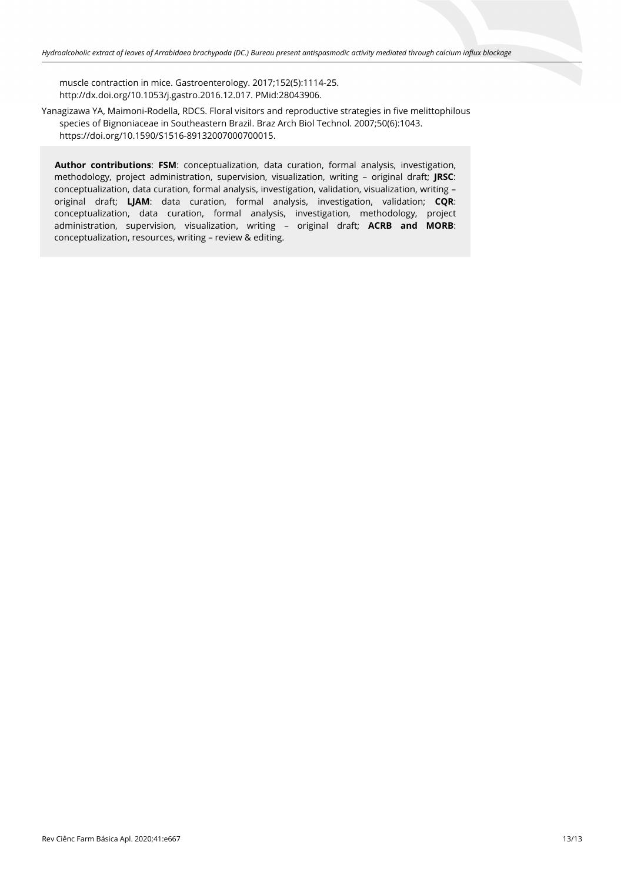muscle contraction in mice. Gastroenterology. 2017;152(5):1114-25. http://dx.doi.org/10.1053/j.gastro.2016.12.017. PMid:28043906.

Yanagizawa YA, Maimoni-Rodella, RDCS. Floral visitors and reproductive strategies in five melittophilous species of Bignoniaceae in Southeastern Brazil. Braz Arch Biol Technol. 2007;50(6):1043. https://doi.org/10.1590/S1516-89132007000700015.

**Author contributions**: **FSM**: conceptualization, data curation, formal analysis, investigation, methodology, project administration, supervision, visualization, writing – original draft; **JRSC**: conceptualization, data curation, formal analysis, investigation, validation, visualization, writing – original draft; **LJAM**: data curation, formal analysis, investigation, validation; **CQR**: conceptualization, data curation, formal analysis, investigation, methodology, project administration, supervision, visualization, writing – original draft; **ACRB and MORB**: conceptualization, resources, writing – review & editing.